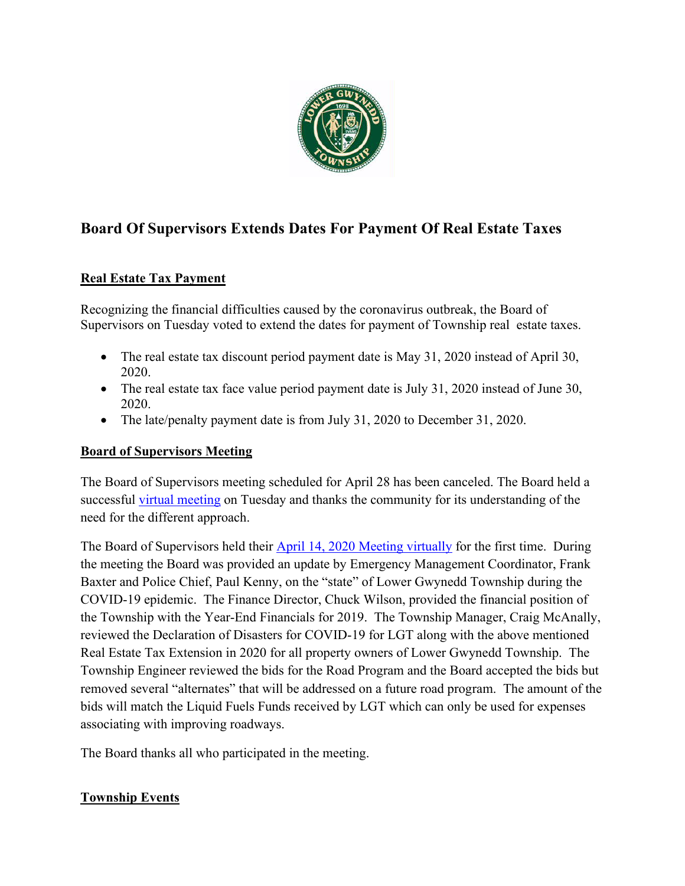# Board Of Supervisors Extends Dates For Payment Of Real Estate Taxes

**Real Estate Tax Payment**

Recognizing the financial difficulties caused by the coronavirus outbreak, the Board of Supervisors on Tuesday voted to extend the dates for payment of Township real estate taxes.

- The real estate tax discount period payment date is May 31, 2020 instead of April 30, 2020.
- The real estate tax face value period payment date is July 31, 2020 instead of June 30, 2020.
- The late/penalty payment date is from July 31, 2020 to December 31, 2020.

**Board of Supervisors Meeting**

The Board of Supervisors meeting scheduled for April 28 has been canceled. The Board held a successful virtual meeting on Tuesday and thanks the community for its understanding of the need for the different approach.

The Board of Supervisors held their April 14, 2020 Meeting virtually for the first time. During the meeting the Board was provided an update by Emergency Management Coordinator, Frank Baxter and Police Chief, Paul Kenny, on the "state" of Lower Gwynedd Township during the COVID-19 epidemic. The Finance Director, Chuck Wilson, provided the financial position of the Township with the Year-End Financials for 2019. The Township Manager, Craig McAnally, reviewed the Declaration of Disasters for COVID-19 for LGT along with the above mentioned Real Estate Tax Extension in 2020 for all property owners of Lower Gwynedd Township. The Township Engineer reviewed the bids for the Road Program and the Board accepted the bids but removed several "alternates" that will be addressed on a future road program. The amount of the bids will match the Liquid Fuels Funds received by LGT which can only be used for expenses associating with improving roadways.

The Board thanks all who participated in the meeting.

**Township Events**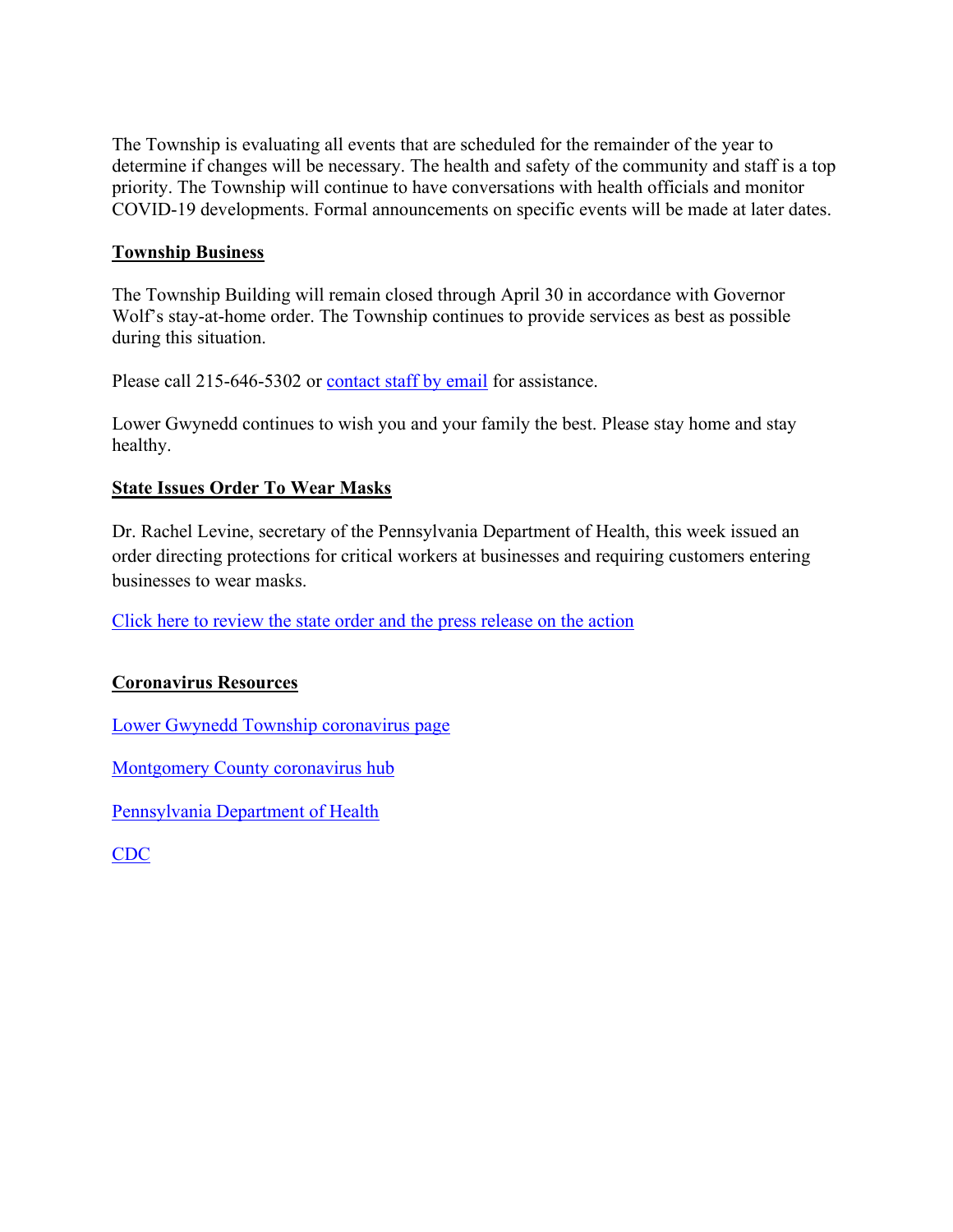The Township is evaluating all events that are scheduled for the remainder of the year to determine if changes will be necessary. The health and safety of the community and staff is a top priority. The Township will continue to have conversations with health officials and monitor COVID-19 developments. Formal announcements on specific events will be made at later dates.

## Township Business

The Township Building will remain closed through April 30 in accordance with Governor Wolf's stay-at-home order. The Township continues to provide services as best as possible during this situation.

Please call 215-646-5302 or contact staff by email for assistance.

Lower Gwynedd continues to wish you and your family the best. Please stay home and stay healthy.

## State Issues Order To Wear Masks

Dr. Rachel Levine, secretary of the Pennsylvania Department of Health, this week issued an order directing protections for critical workers at businesses and requiring customers entering businesses to wear masks.

Click here to review the state order and the press release on the action

## Coronavirus Resources

Lower Gwynedd Township coronavirus page

Montgomery County coronavirus hub

Pennsylvania Department of Health

CDC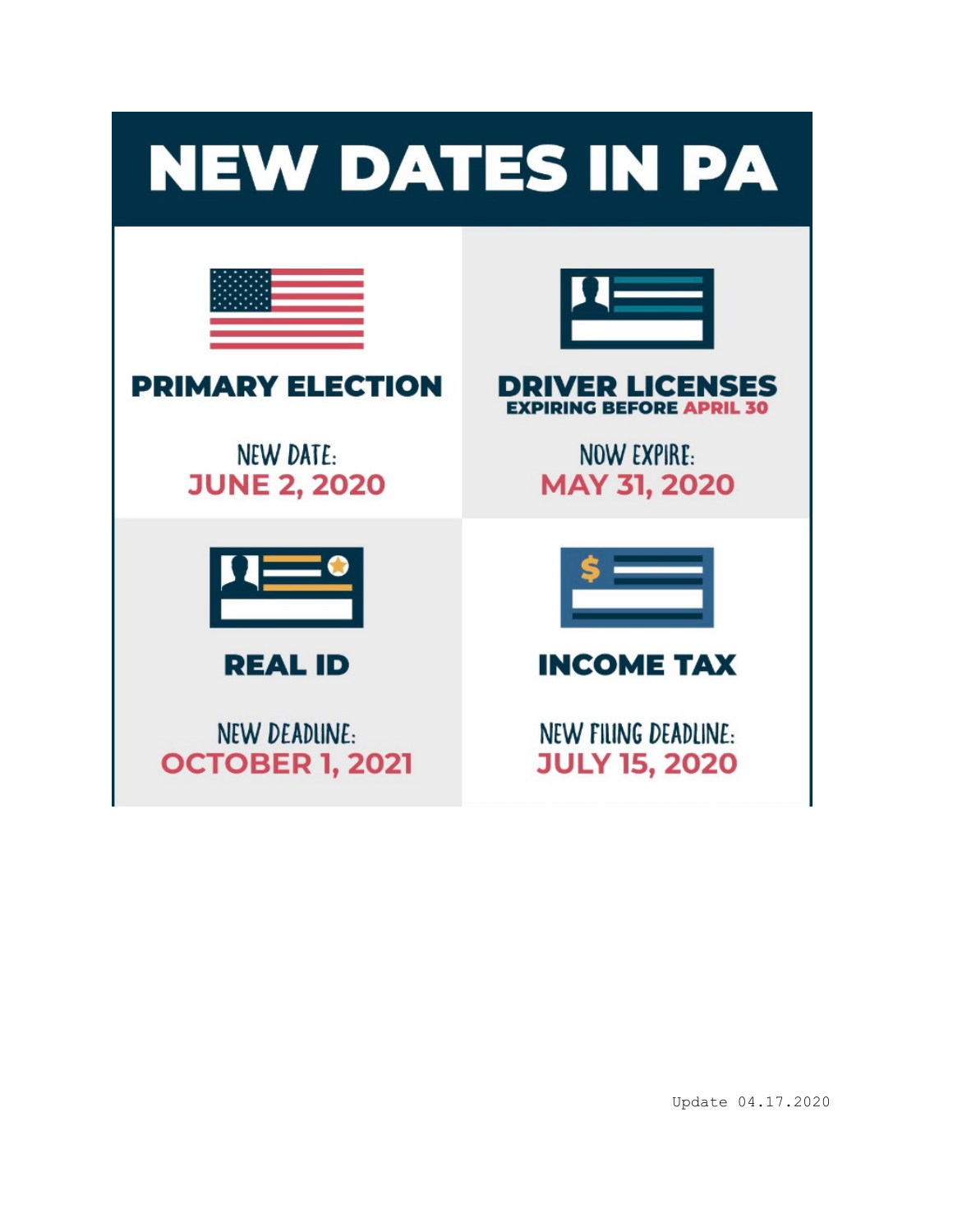# NEW DATES IN PA

## PRIMARY ELECTION

NEW DATE:
**JUNE 2, 2020**

## DRIVER LICENSES

**EXPIRING BEFORE APRIL 30**

NOW EXPIRE:
**MAY 31, 2020**

## REAL ID

NEW DEADLINE:
**OCTOBER 1, 2021**

## INCOME TAX

NEW FILING DEADLINE:
**JULY 15, 2020**

Update 04.17.2020